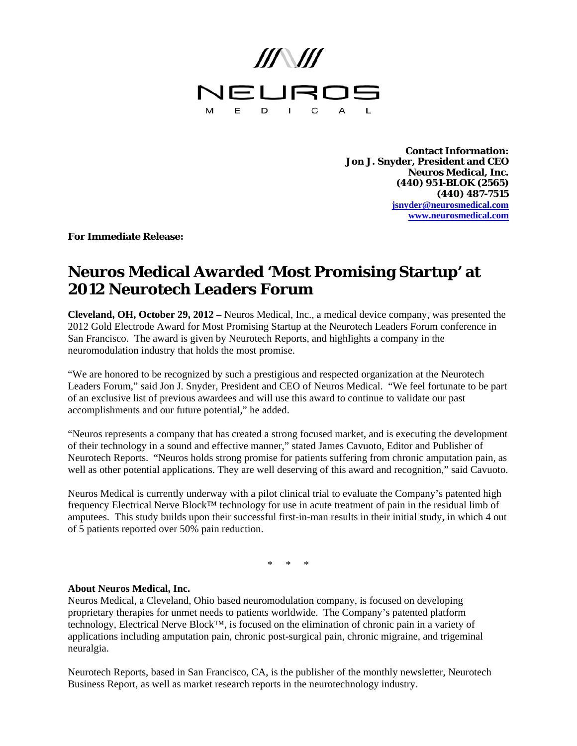NEUROS MEDICAL

**Contact Information:**
**Jon J. Snyder, President and CEO**
**Neuros Medical, Inc.**
**(440) 951-BLOK (2565)**
**(440) 487-7515**
**jsnyder@neurosmedical.com**
**www.neurosmedical.com**

**For Immediate Release:**

# Neuros Medical Awarded 'Most Promising Startup' at 2012 Neurotech Leaders Forum

**Cleveland, OH, October 29, 2012 –** Neuros Medical, Inc., a medical device company, was presented the 2012 Gold Electrode Award for Most Promising Startup at the Neurotech Leaders Forum conference in San Francisco. The award is given by Neurotech Reports, and highlights a company in the neuromodulation industry that holds the most promise.

"We are honored to be recognized by such a prestigious and respected organization at the Neurotech Leaders Forum," said Jon J. Snyder, President and CEO of Neuros Medical. "We feel fortunate to be part of an exclusive list of previous awardees and will use this award to continue to validate our past accomplishments and our future potential," he added.

"Neuros represents a company that has created a strong focused market, and is executing the development of their technology in a sound and effective manner," stated James Cavuoto, Editor and Publisher of Neurotech Reports. "Neuros holds strong promise for patients suffering from chronic amputation pain, as well as other potential applications. They are well deserving of this award and recognition," said Cavuoto.

Neuros Medical is currently underway with a pilot clinical trial to evaluate the Company's patented high frequency Electrical Nerve Block™ technology for use in acute treatment of pain in the residual limb of amputees. This study builds upon their successful first-in-man results in their initial study, in which 4 out of 5 patients reported over 50% pain reduction.

\* \* \*

**About Neuros Medical, Inc.**
Neuros Medical, a Cleveland, Ohio based neuromodulation company, is focused on developing proprietary therapies for unmet needs to patients worldwide. The Company's patented platform technology, Electrical Nerve Block™, is focused on the elimination of chronic pain in a variety of applications including amputation pain, chronic post-surgical pain, chronic migraine, and trigeminal neuralgia.

Neurotech Reports, based in San Francisco, CA, is the publisher of the monthly newsletter, Neurotech Business Report, as well as market research reports in the neurotechnology industry.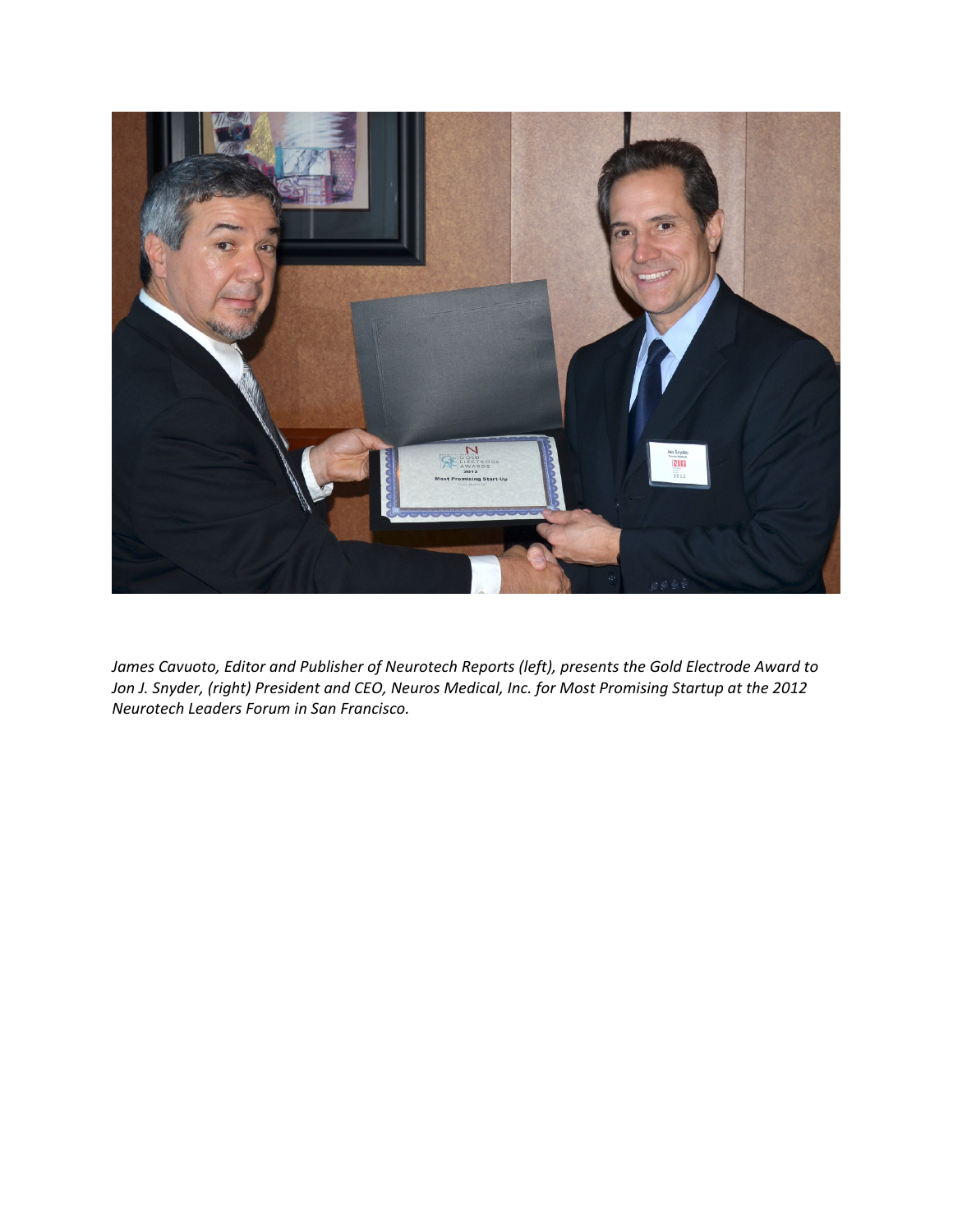*James Cavuoto, Editor and Publisher of Neurotech Reports (left), presents the Gold Electrode Award to Jon J. Snyder, (right) President and CEO, Neuros Medical, Inc. for Most Promising Startup at the 2012 Neurotech Leaders Forum in San Francisco.*